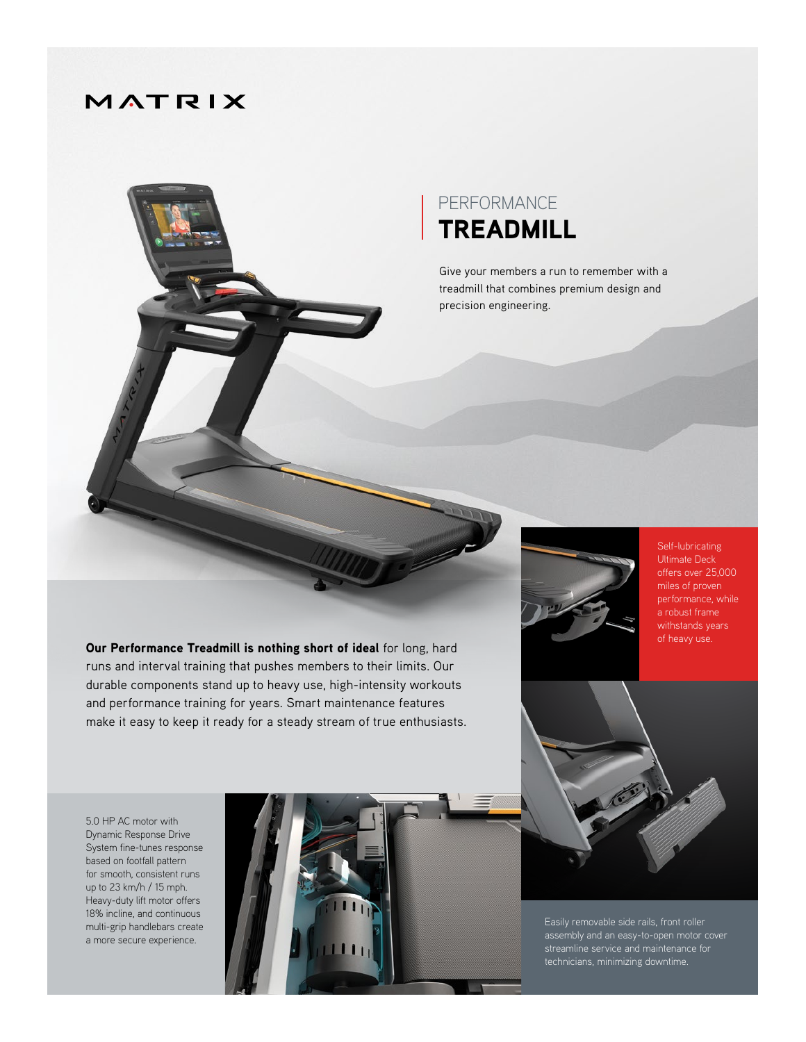MATRIX

# PERFORMANCE
# TREADMILL

Give your members a run to remember with a treadmill that combines premium design and precision engineering.

Self-lubricating Ultimate Deck offers over 25,000 miles of proven performance, while a robust frame withstands years of heavy use.

**Our Performance Treadmill is nothing short of ideal** for long, hard runs and interval training that pushes members to their limits. Our durable components stand up to heavy use, high-intensity workouts and performance training for years. Smart maintenance features make it easy to keep it ready for a steady stream of true enthusiasts.

5.0 HP AC motor with Dynamic Response Drive System fine-tunes response based on footfall pattern for smooth, consistent runs up to 23 km/h / 15 mph. Heavy-duty lift motor offers 18% incline, and continuous multi-grip handlebars create a more secure experience.

Easily removable side rails, front roller assembly and an easy-to-open motor cover streamline service and maintenance for technicians, minimizing downtime.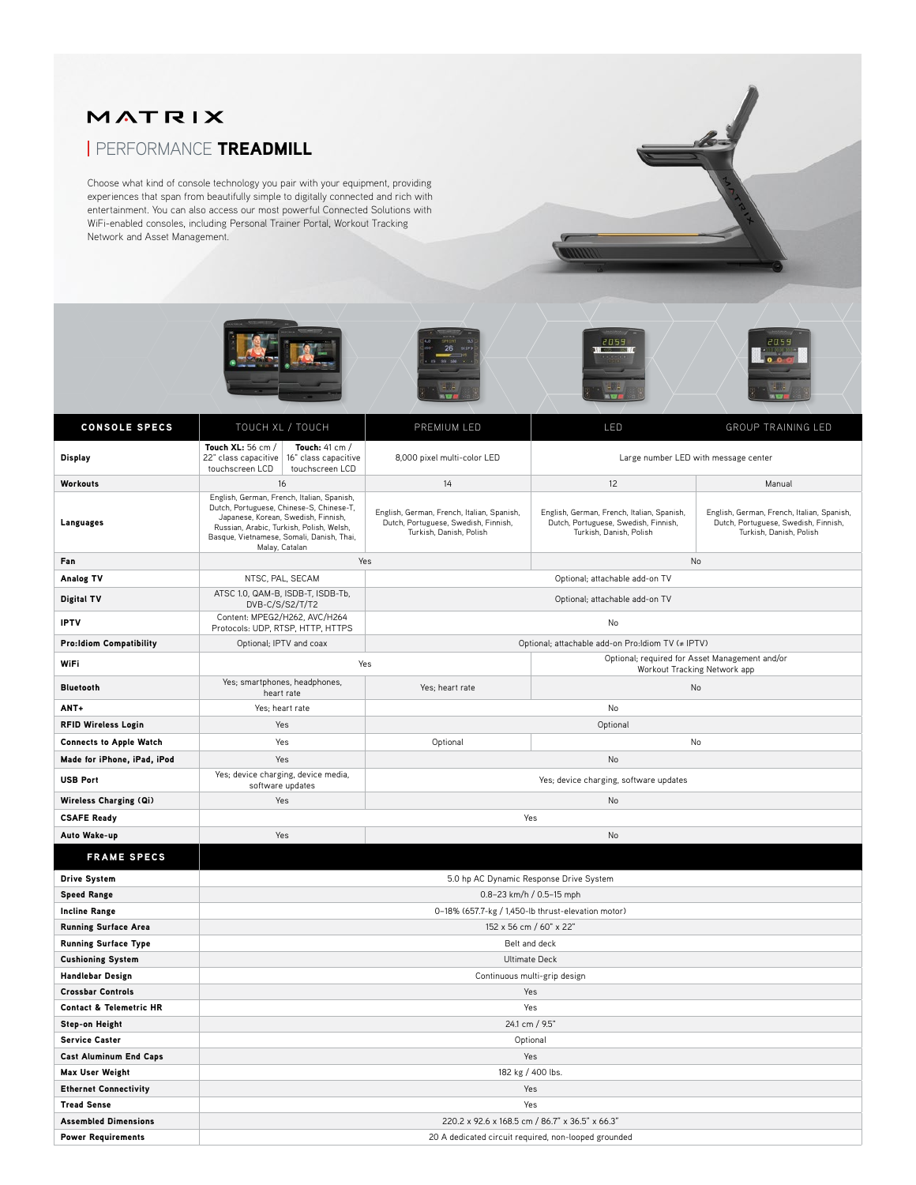# MATRIX

## | PERFORMANCE **TREADMILL**

Choose what kind of console technology you pair with your equipment, providing experiences that span from beautifully simple to digitally connected and rich with entertainment. You can also access our most powerful Connected Solutions with WiFi-enabled consoles, including Personal Trainer Portal, Workout Tracking Network and Asset Management.

| CONSOLE SPECS | TOUCH XL / TOUCH | PREMIUM LED | LED | GROUP TRAINING LED |
|---|---|---|---|---|
| **Display** | **Touch XL:** 56 cm / 22" class capacitive touchscreen LCD / **Touch:** 41 cm / 16" class capacitive touchscreen LCD | 8,000 pixel multi-color LED | Large number LED with message center | Large number LED with message center |
| **Workouts** | 16 | 14 | 12 | Manual |
| **Languages** | English, German, French, Italian, Spanish, Dutch, Portuguese, Chinese-S, Chinese-T, Japanese, Korean, Swedish, Finnish, Russian, Arabic, Turkish, Polish, Welsh, Basque, Vietnamese, Somali, Danish, Thai, Malay, Catalan | English, German, French, Italian, Spanish, Dutch, Portuguese, Swedish, Finnish, Turkish, Danish, Polish | English, German, French, Italian, Spanish, Dutch, Portuguese, Swedish, Finnish, Turkish, Danish, Polish | English, German, French, Italian, Spanish, Dutch, Portuguese, Swedish, Finnish, Turkish, Danish, Polish |
| **Fan** | Yes | Yes | No | No |
| **Analog TV** | NTSC, PAL, SECAM | Optional; attachable add-on TV | Optional; attachable add-on TV | Optional; attachable add-on TV |
| **Digital TV** | ATSC 1.0, QAM-B, ISDB-T, ISDB-Tb, DVB-C/S/S2/T/T2 | Optional; attachable add-on TV | Optional; attachable add-on TV | Optional; attachable add-on TV |
| **IPTV** | Content: MPEG2/H262, AVC/H264 Protocols: UDP, RTSP, HTTP, HTTPS | No | No | No |
| **Pro:Idiom Compatibility** | Optional; IPTV and coax | Optional; attachable add-on Pro:Idiom TV (≠ IPTV) | Optional; attachable add-on Pro:Idiom TV (≠ IPTV) | Optional; attachable add-on Pro:Idiom TV (≠ IPTV) |
| **WiFi** | Yes | Yes | Optional; required for Asset Management and/or Workout Tracking Network app | Optional; required for Asset Management and/or Workout Tracking Network app |
| **Bluetooth** | Yes; smartphones, headphones, heart rate | Yes; heart rate | No | No |
| **ANT+** | Yes; heart rate | No | No | No |
| **RFID Wireless Login** | Yes | Optional | Optional | Optional |
| **Connects to Apple Watch** | Yes | Optional | No | No |
| **Made for iPhone, iPad, iPod** | Yes | No | No | No |
| **USB Port** | Yes; device charging, device media, software updates | Yes; device charging, software updates | Yes; device charging, software updates | Yes; device charging, software updates |
| **Wireless Charging (Qi)** | Yes | No | No | No |
| **CSAFE Ready** | Yes | Yes | Yes | Yes |
| **Auto Wake-up** | Yes | No | No | No |

| FRAME SPECS | |
|---|---|
| **Drive System** | 5.0 hp AC Dynamic Response Drive System |
| **Speed Range** | 0.8–23 km/h / 0.5–15 mph |
| **Incline Range** | 0–18% (657.7-kg / 1,450-lb thrust-elevation motor) |
| **Running Surface Area** | 152 x 56 cm / 60" x 22" |
| **Running Surface Type** | Belt and deck |
| **Cushioning System** | Ultimate Deck |
| **Handlebar Design** | Continuous multi-grip design |
| **Crossbar Controls** | Yes |
| **Contact & Telemetric HR** | Yes |
| **Step-on Height** | 24.1 cm / 9.5" |
| **Service Caster** | Optional |
| **Cast Aluminum End Caps** | Yes |
| **Max User Weight** | 182 kg / 400 lbs. |
| **Ethernet Connectivity** | Yes |
| **Tread Sense** | Yes |
| **Assembled Dimensions** | 220.2 x 92.6 x 168.5 cm / 86.7" x 36.5" x 66.3" |
| **Power Requirements** | 20 A dedicated circuit required, non-looped grounded |